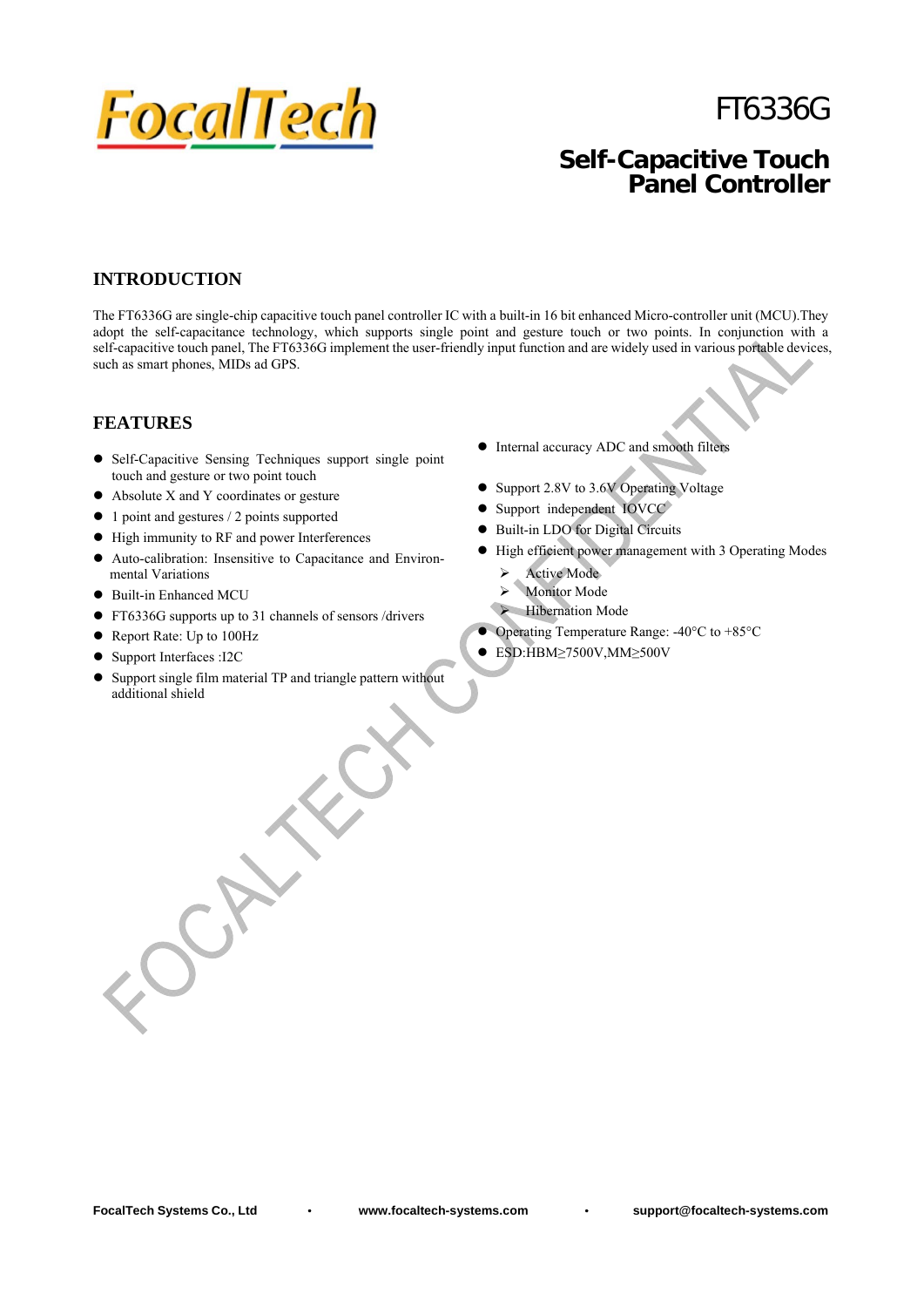# FT6336G

## Self-Capacitive Touch Panel Controller

## INTRODUCTION

The FT6336G are single-chip capacitive touch panel controller IC with a built-in 16 bit enhanced Micro-controller unit (MCU).They adopt the self-capacitance technology, which supports single point and gesture touch or two points. In conjunction with a self-capacitive touch panel, The FT6336G implement the user-friendly input function and are widely used in various portable devices, such as smart phones, MIDs ad GPS.

## FEATURES

- Self-Capacitive Sensing Techniques support single point touch and gesture or two point touch
- Absolute X and Y coordinates or gesture
- 1 point and gestures / 2 points supported
- High immunity to RF and power Interferences
- Auto-calibration: Insensitive to Capacitance and Environmental Variations
- Built-in Enhanced MCU
- FT6336G supports up to 31 channels of sensors /drivers
- Report Rate: Up to 100Hz
- Support Interfaces :I2C
- Support single film material TP and triangle pattern without additional shield
- Internal accuracy ADC and smooth filters
- Support 2.8V to 3.6V Operating Voltage
- Support independent IOVCC
- Built-in LDO for Digital Circuits
- High efficient power management with 3 Operating Modes
  - Active Mode
  - Monitor Mode
  - Hibernation Mode
- Operating Temperature Range: -40°C to +85°C
- ESD:HBM≥7500V,MM≥500V

FocalTech Systems Co., Ltd • www.focaltech-systems.com • support@focaltech-systems.com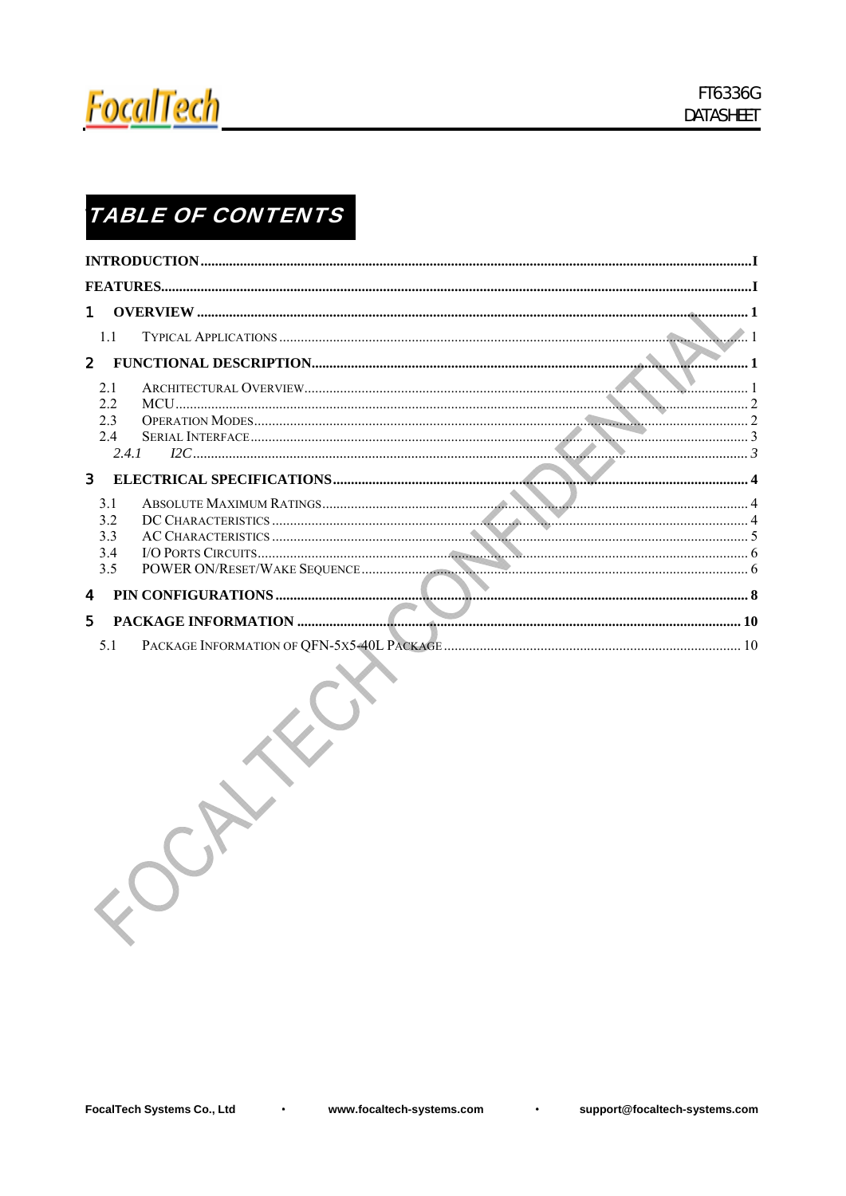# TABLE OF CONTENTS

INTRODUCTION ........................................................................................................................................ I

FEATURES.................................................................................................................................................. I

1 OVERVIEW ............................................................................................................................................ 1

- 1.1 TYPICAL APPLICATIONS ................................................................................................................ 1

2 FUNCTIONAL DESCRIPTION............................................................................................................ 1

- 2.1 ARCHITECTURAL OVERVIEW.......................................................................................................... 1
- 2.2 MCU............................................................................................................................................ 2
- 2.3 OPERATION MODES........................................................................................................................ 2
- 2.4 SERIAL INTERFACE......................................................................................................................... 3
  - *2.4.1 I2C..............................................................................................................................................3*

3 ELECTRICAL SPECIFICATIONS......................................................................................................... 4

- 3.1 ABSOLUTE MAXIMUM RATINGS..................................................................................................... 4
- 3.2 DC CHARACTERISTICS ................................................................................................................... 4
- 3.3 AC CHARACTERISTICS ................................................................................................................... 5
- 3.4 I/O PORTS CIRCUITS....................................................................................................................... 6
- 3.5 POWER ON/RESET/WAKE SEQUENCE............................................................................................ 6

4 PIN CONFIGURATIONS ...................................................................................................................... 8

5 PACKAGE INFORMATION ............................................................................................................... 10

- 5.1 PACKAGE INFORMATION OF QFN-5X5-40L PACKAGE ................................................................... 10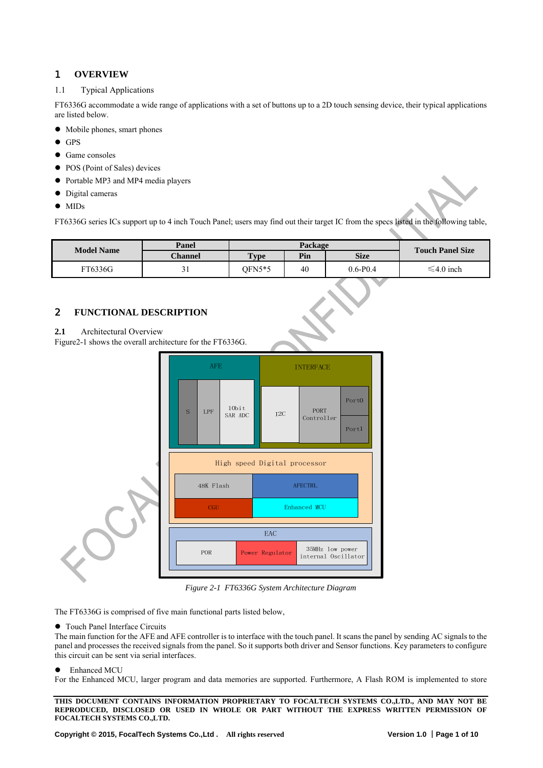# 1 OVERVIEW

## 1.1 Typical Applications

FT6336G accommodate a wide range of applications with a set of buttons up to a 2D touch sensing device, their typical applications are listed below.

- Mobile phones, smart phones
- GPS
- Game consoles
- POS (Point of Sales) devices
- Portable MP3 and MP4 media players
- Digital cameras
- MIDs

FT6336G series ICs support up to 4 inch Touch Panel; users may find out their target IC from the specs listed in the following table,

| Model Name | Panel | Package | | | Touch Panel Size |
|---|---|---|---|---|---|
| | Channel | Type | Pin | Size | |
| FT6336G | 31 | QFN5*5 | 40 | 0.6-P0.4 | ≤4.0 inch |

# 2 FUNCTIONAL DESCRIPTION

## 2.1 Architectural Overview

Figure2-1 shows the overall architecture for the FT6336G.

AFE: S, LPF, 10bit SAR ADC
INTERFACE: I2C, PORT Controller, Port0, Port1
High speed Digital processor: 48K Flash, AFECTRL, CGU, Enhanced MCU
EAC: POR, Power Regulator, 35MHz low power internal Oscillator

*Figure 2-1 FT6336G System Architecture Diagram*

The FT6336G is comprised of five main functional parts listed below,

- Touch Panel Interface Circuits

The main function for the AFE and AFE controller is to interface with the touch panel. It scans the panel by sending AC signals to the panel and processes the received signals from the panel. So it supports both driver and Sensor functions. Key parameters to configure this circuit can be sent via serial interfaces.

- Enhanced MCU

For the Enhanced MCU, larger program and data memories are supported. Furthermore, A Flash ROM is implemented to store

**THIS DOCUMENT CONTAINS INFORMATION PROPRIETARY TO FOCALTECH SYSTEMS CO.,LTD., AND MAY NOT BE REPRODUCED, DISCLOSED OR USED IN WHOLE OR PART WITHOUT THE EXPRESS WRITTEN PERMISSION OF FOCALTECH SYSTEMS CO.,LTD.**

**Copyright © 2015, FocalTech Systems Co.,Ltd . All rights reserved**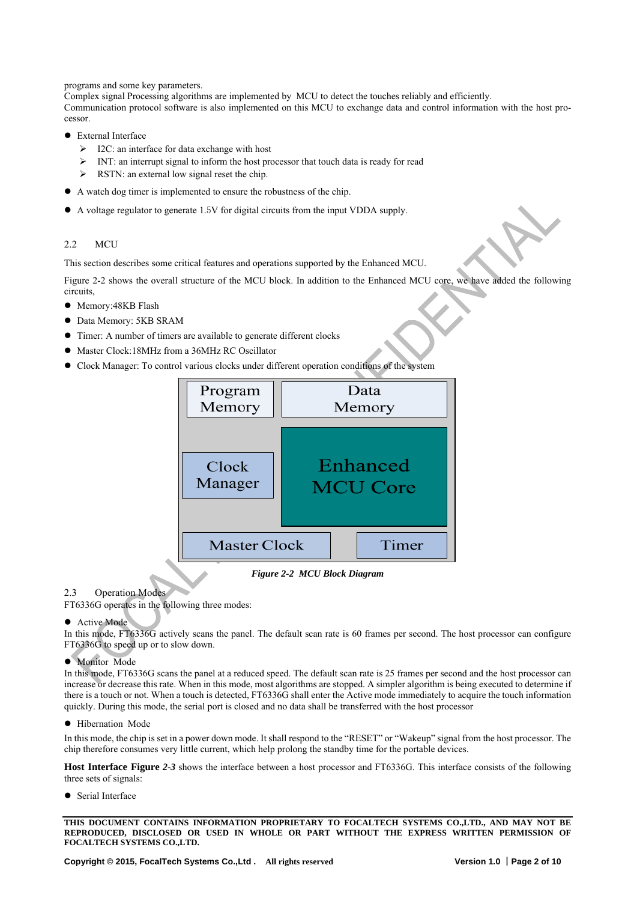programs and some key parameters.
Complex signal Processing algorithms are implemented by MCU to detect the touches reliably and efficiently.
Communication protocol software is also implemented on this MCU to exchange data and control information with the host processor.

- External Interface
  - I2C: an interface for data exchange with host
  - INT: an interrupt signal to inform the host processor that touch data is ready for read
  - RSTN: an external low signal reset the chip.
- A watch dog timer is implemented to ensure the robustness of the chip.
- A voltage regulator to generate 1.5V for digital circuits from the input VDDA supply.

## 2.2 MCU

This section describes some critical features and operations supported by the Enhanced MCU.

Figure 2-2 shows the overall structure of the MCU block. In addition to the Enhanced MCU core, we have added the following circuits,

- Memory:48KB Flash
- Data Memory: 5KB SRAM
- Timer: A number of timers are available to generate different clocks
- Master Clock:18MHz from a 36MHz RC Oscillator
- Clock Manager: To control various clocks under different operation conditions of the system

Program Memory | Data Memory | Clock Manager | Enhanced MCU Core | Master Clock | Timer

***Figure 2-2 MCU Block Diagram***

## 2.3 Operation Modes

FT6336G operates in the following three modes:

- Active Mode

In this mode, FT6336G actively scans the panel. The default scan rate is 60 frames per second. The host processor can configure FT6336G to speed up or to slow down.

- Monitor Mode

In this mode, FT6336G scans the panel at a reduced speed. The default scan rate is 25 frames per second and the host processor can increase or decrease this rate. When in this mode, most algorithms are stopped. A simpler algorithm is being executed to determine if there is a touch or not. When a touch is detected, FT6336G shall enter the Active mode immediately to acquire the touch information quickly. During this mode, the serial port is closed and no data shall be transferred with the host processor

- Hibernation Mode

In this mode, the chip is set in a power down mode. It shall respond to the "RESET" or "Wakeup" signal from the host processor. The chip therefore consumes very little current, which help prolong the standby time for the portable devices.

**Host Interface Figure *2-3*** shows the interface between a host processor and FT6336G. This interface consists of the following three sets of signals:

- Serial Interface

**THIS DOCUMENT CONTAINS INFORMATION PROPRIETARY TO FOCALTECH SYSTEMS CO.,LTD., AND MAY NOT BE REPRODUCED, DISCLOSED OR USED IN WHOLE OR PART WITHOUT THE EXPRESS WRITTEN PERMISSION OF FOCALTECH SYSTEMS CO.,LTD.**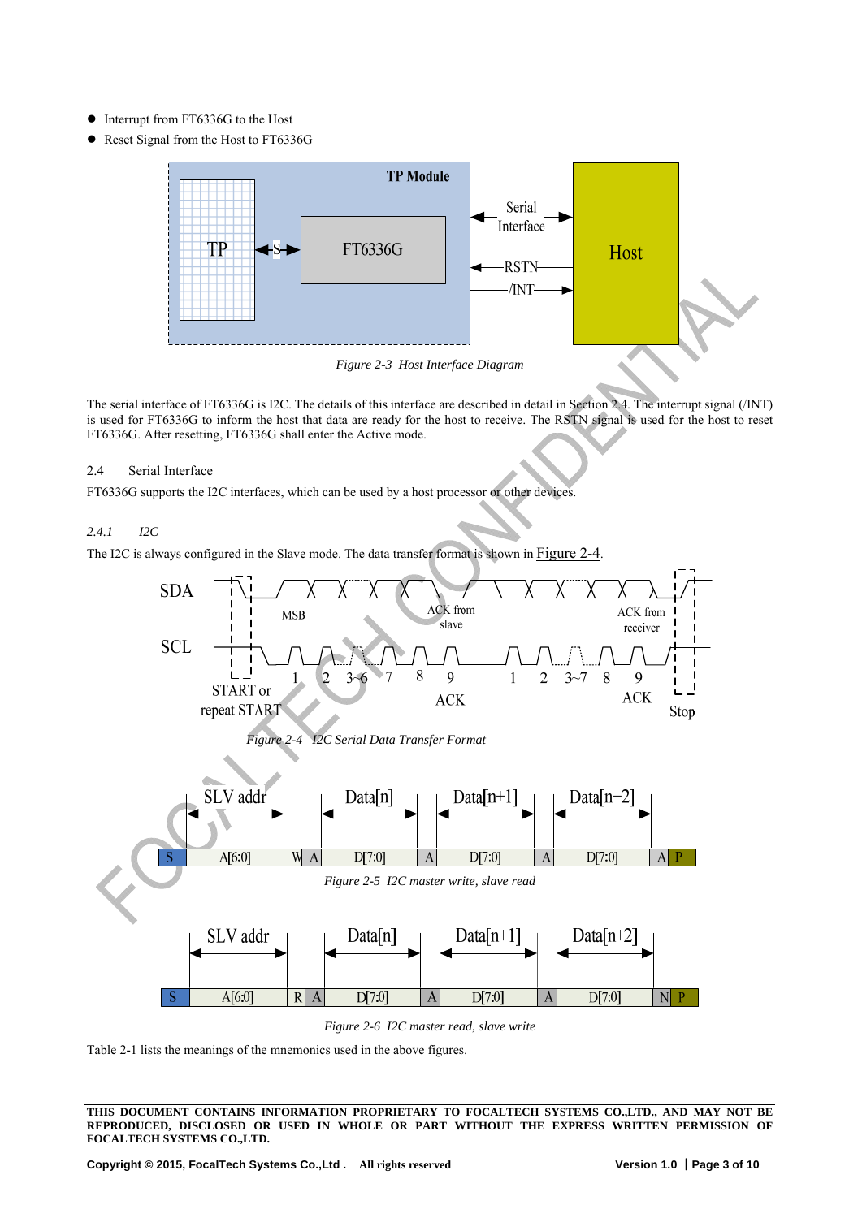- Interrupt from FT6336G to the Host
- Reset Signal from the Host to FT6336G

*Figure 2-3 Host Interface Diagram*

The serial interface of FT6336G is I2C. The details of this interface are described in detail in Section 2.4. The interrupt signal (/INT) is used for FT6336G to inform the host that data are ready for the host to receive. The RSTN signal is used for the host to reset FT6336G. After resetting, FT6336G shall enter the Active mode.

## 2.4 Serial Interface

FT6336G supports the I2C interfaces, which can be used by a host processor or other devices.

### *2.4.1 I2C*

The I2C is always configured in the Slave mode. The data transfer format is shown in Figure 2-4.

*Figure 2-4 I2C Serial Data Transfer Format*

*Figure 2-5 I2C master write, slave read*

*Figure 2-6 I2C master read, slave write*

Table 2-1 lists the meanings of the mnemonics used in the above figures.

**THIS DOCUMENT CONTAINS INFORMATION PROPRIETARY TO FOCALTECH SYSTEMS CO.,LTD., AND MAY NOT BE REPRODUCED, DISCLOSED OR USED IN WHOLE OR PART WITHOUT THE EXPRESS WRITTEN PERMISSION OF FOCALTECH SYSTEMS CO.,LTD.**

**Copyright © 2015, FocalTech Systems Co.,Ltd . All rights reserved**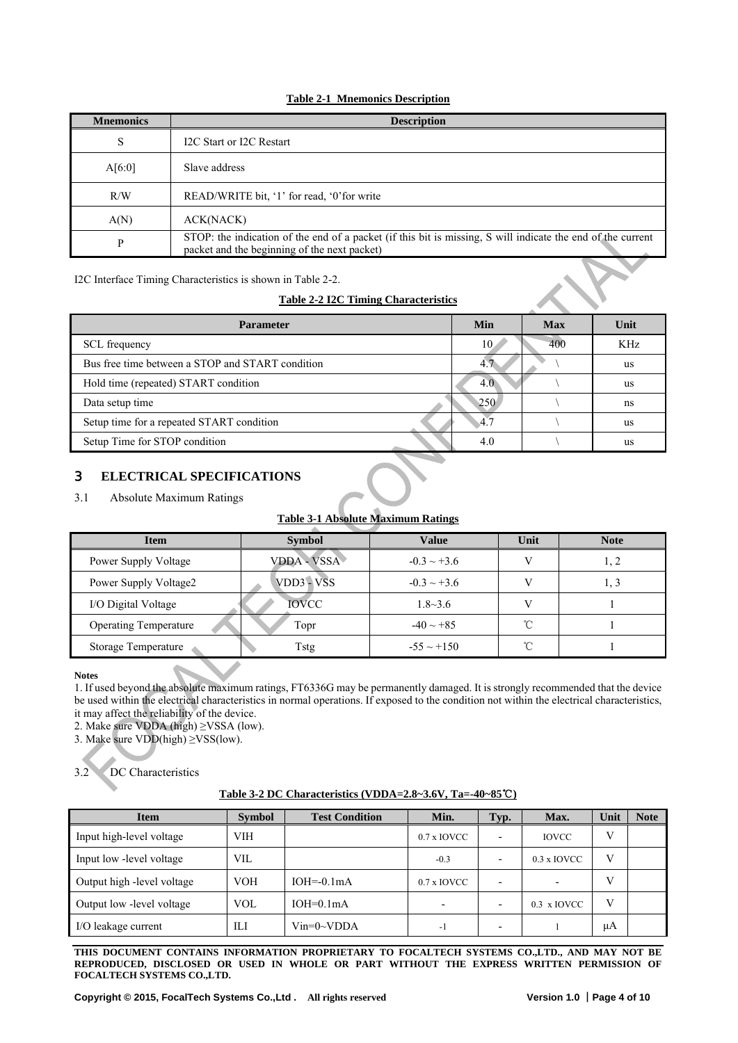**Table 2-1 Mnemonics Description**

| Mnemonics | Description |
|---|---|
| S | I2C Start or I2C Restart |
| A[6:0] | Slave address |
| R/W | READ/WRITE bit, '1' for read, '0'for write |
| A(N) | ACK(NACK) |
| P | STOP: the indication of the end of a packet (if this bit is missing, S will indicate the end of the current packet and the beginning of the next packet) |

I2C Interface Timing Characteristics is shown in Table 2-2.

**Table 2-2 I2C Timing Characteristics**

| Parameter | Min | Max | Unit |
|---|---|---|---|
| SCL frequency | 10 | 400 | KHz |
| Bus free time between a STOP and START condition | 4.7 | \ | us |
| Hold time (repeated) START condition | 4.0 | \ | us |
| Data setup time | 250 | \ | ns |
| Setup time for a repeated START condition | 4.7 | \ | us |
| Setup Time for STOP condition | 4.0 | \ | us |

# 3 ELECTRICAL SPECIFICATIONS

## 3.1 Absolute Maximum Ratings

**Table 3-1 Absolute Maximum Ratings**

| Item | Symbol | Value | Unit | Note |
|---|---|---|---|---|
| Power Supply Voltage | VDDA - VSSA | -0.3 ~ +3.6 | V | 1, 2 |
| Power Supply Voltage2 | VDD3 - VSS | -0.3 ~ +3.6 | V | 1, 3 |
| I/O Digital Voltage | IOVCC | 1.8~3.6 | V | 1 |
| Operating Temperature | Topr | -40 ~ +85 | ℃ | 1 |
| Storage Temperature | Tstg | -55 ~ +150 | ℃ | 1 |

**Notes**

1. If used beyond the absolute maximum ratings, FT6336G may be permanently damaged. It is strongly recommended that the device be used within the electrical characteristics in normal operations. If exposed to the condition not within the electrical characteristics, it may affect the reliability of the device.
2. Make sure VDDA (high) ≥VSSA (low).
3. Make sure VDD(high) ≥VSS(low).

## 3.2 DC Characteristics

**Table 3-2 DC Characteristics (VDDA=2.8~3.6V, Ta=-40~85℃)**

| Item | Symbol | Test Condition | Min. | Typ. | Max. | Unit | Note |
|---|---|---|---|---|---|---|---|
| Input high-level voltage | VIH | | 0.7 x IOVCC | - | IOVCC | V | |
| Input low -level voltage | VIL | | -0.3 | - | 0.3 x IOVCC | V | |
| Output high -level voltage | VOH | IOH=-0.1mA | 0.7 x IOVCC | - | - | V | |
| Output low -level voltage | VOL | IOH=0.1mA | - | - | 0.3 x IOVCC | V | |
| I/O leakage current | ILI | Vin=0~VDDA | -1 | - | 1 | μA | |

THIS DOCUMENT CONTAINS INFORMATION PROPRIETARY TO FOCALTECH SYSTEMS CO.,LTD., AND MAY NOT BE REPRODUCED, DISCLOSED OR USED IN WHOLE OR PART WITHOUT THE EXPRESS WRITTEN PERMISSION OF FOCALTECH SYSTEMS CO.,LTD.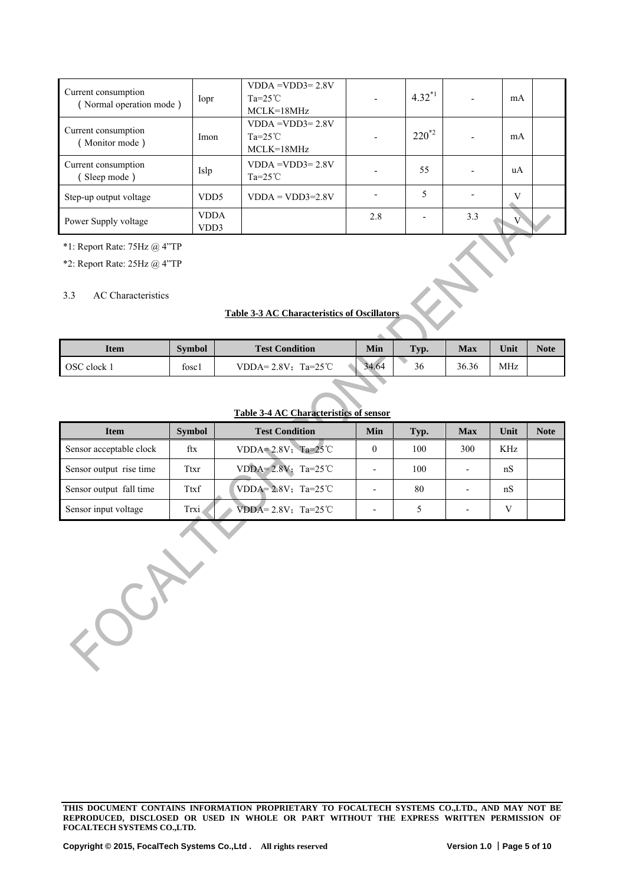| Current consumption (Normal operation mode) | Iopr | VDDA =VDD3= 2.8V Ta=25℃ MCLK=18MHz | - | 4.32*1 | - | mA | |
|---|---|---|---|---|---|---|---|
| Current consumption (Monitor mode) | Imon | VDDA =VDD3= 2.8V Ta=25℃ MCLK=18MHz | - | 220*2 | - | mA | |
| Current consumption (Sleep mode) | Islp | VDDA =VDD3= 2.8V Ta=25℃ | - | 55 | - | uA | |
| Step-up output voltage | VDD5 | VDDA = VDD3=2.8V | - | 5 | - | V | |
| Power Supply voltage | VDDA VDD3 | | 2.8 | - | 3.3 | V | |

*1: Report Rate: 75Hz @ 4"TP

*2: Report Rate: 25Hz @ 4"TP

## 3.3 AC Characteristics

**Table 3-3 AC Characteristics of Oscillators**

| Item | Symbol | Test Condition | Min | Typ. | Max | Unit | Note |
|---|---|---|---|---|---|---|---|
| OSC clock 1 | fosc1 | VDDA= 2.8V；Ta=25℃ | 34.64 | 36 | 36.36 | MHz | |

**Table 3-4 AC Characteristics of sensor**

| Item | Symbol | Test Condition | Min | Typ. | Max | Unit | Note |
|---|---|---|---|---|---|---|---|
| Sensor acceptable clock | ftx | VDDA= 2.8V；Ta=25℃ | 0 | 100 | 300 | KHz | |
| Sensor output rise time | Ttxr | VDDA= 2.8V；Ta=25℃ | - | 100 | - | nS | |
| Sensor output fall time | Ttxf | VDDA= 2.8V；Ta=25℃ | - | 80 | - | nS | |
| Sensor input voltage | Trxi | VDDA= 2.8V；Ta=25℃ | - | 5 | - | V | |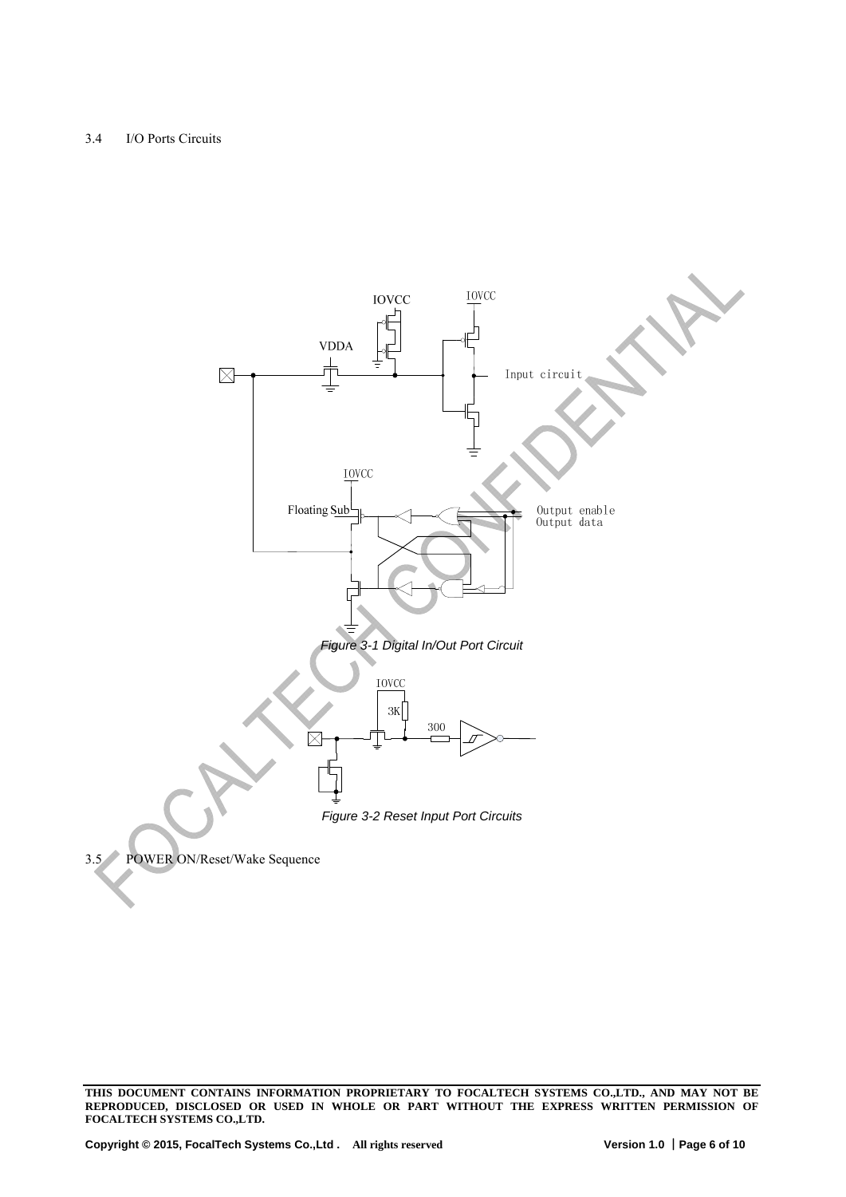### 3.4 I/O Ports Circuits

*Figure 3-1 Digital In/Out Port Circuit*

*Figure 3-2 Reset Input Port Circuits*

### 3.5 POWER ON/Reset/Wake Sequence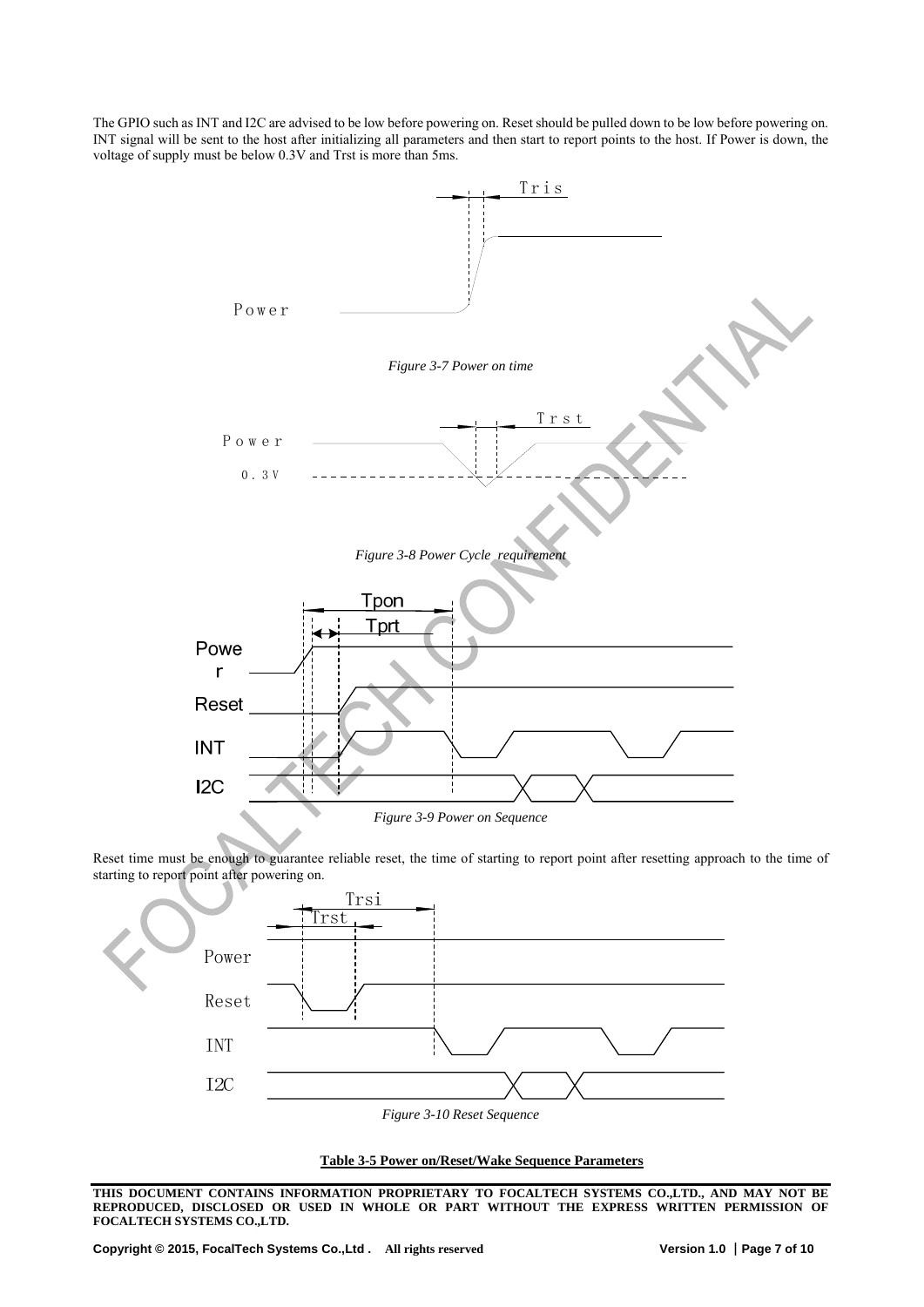The GPIO such as INT and I2C are advised to be low before powering on. Reset should be pulled down to be low before powering on. INT signal will be sent to the host after initializing all parameters and then start to report points to the host. If Power is down, the voltage of supply must be below 0.3V and Trst is more than 5ms.

*Figure 3-7 Power on time*

*Figure 3-8 Power Cycle requirement*

*Figure 3-9 Power on Sequence*

Reset time must be enough to guarantee reliable reset, the time of starting to report point after resetting approach to the time of starting to report point after powering on.

*Figure 3-10 Reset Sequence*

**Table 3-5 Power on/Reset/Wake Sequence Parameters**

**THIS DOCUMENT CONTAINS INFORMATION PROPRIETARY TO FOCALTECH SYSTEMS CO.,LTD., AND MAY NOT BE REPRODUCED, DISCLOSED OR USED IN WHOLE OR PART WITHOUT THE EXPRESS WRITTEN PERMISSION OF FOCALTECH SYSTEMS CO.,LTD.**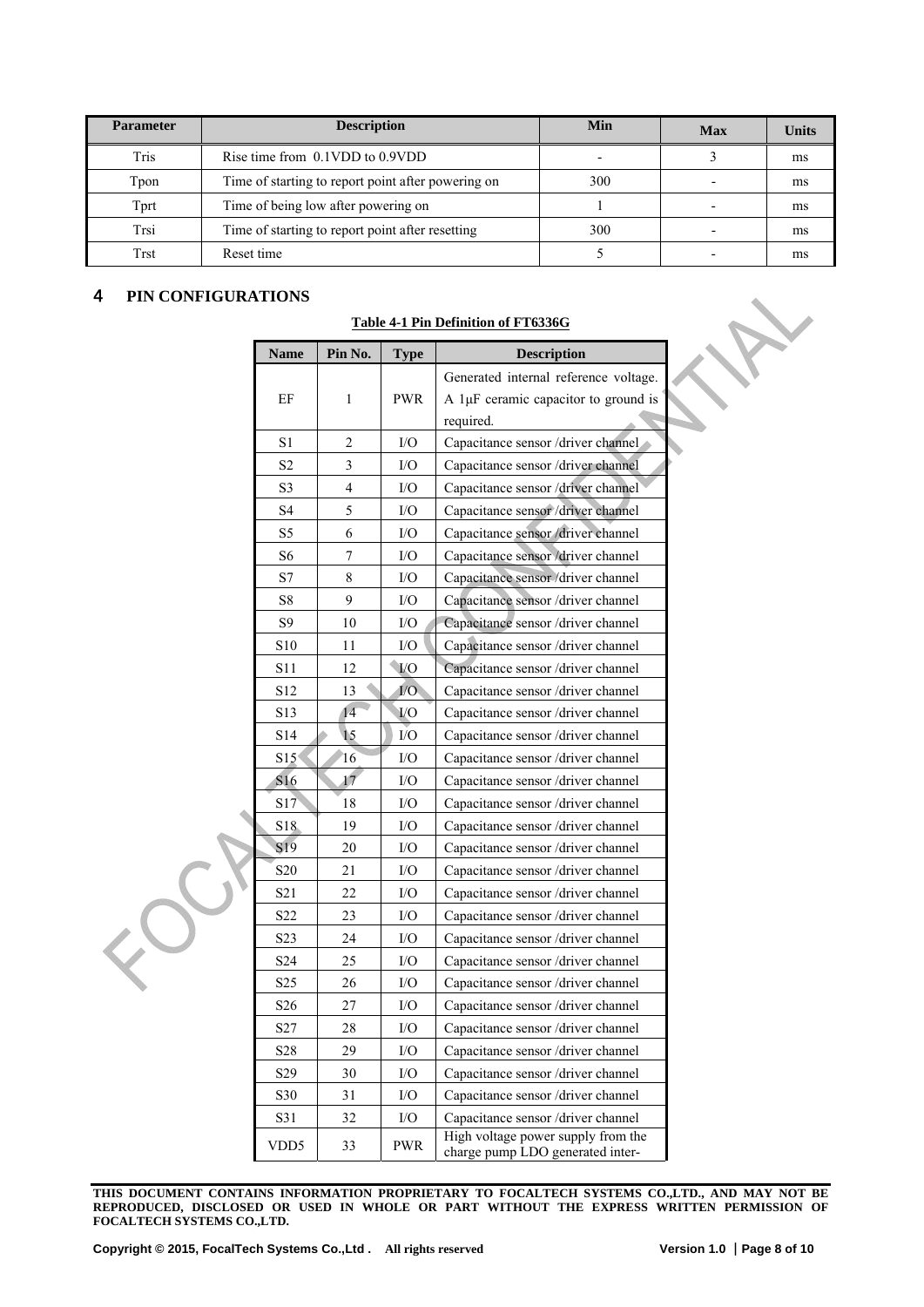| Parameter | Description | Min | Max | Units |
|---|---|---|---|---|
| Tris | Rise time from 0.1VDD to 0.9VDD | - | 3 | ms |
| Tpon | Time of starting to report point after powering on | 300 | - | ms |
| Tprt | Time of being low after powering on | 1 | - | ms |
| Trsi | Time of starting to report point after resetting | 300 | - | ms |
| Trst | Reset time | 5 | - | ms |

# 4 PIN CONFIGURATIONS

**Table 4-1 Pin Definition of FT6336G**

| Name | Pin No. | Type | Description |
|---|---|---|---|
| EF | 1 | PWR | Generated internal reference voltage. A 1μF ceramic capacitor to ground is required. |
| S1 | 2 | I/O | Capacitance sensor /driver channel |
| S2 | 3 | I/O | Capacitance sensor /driver channel |
| S3 | 4 | I/O | Capacitance sensor /driver channel |
| S4 | 5 | I/O | Capacitance sensor /driver channel |
| S5 | 6 | I/O | Capacitance sensor /driver channel |
| S6 | 7 | I/O | Capacitance sensor /driver channel |
| S7 | 8 | I/O | Capacitance sensor /driver channel |
| S8 | 9 | I/O | Capacitance sensor /driver channel |
| S9 | 10 | I/O | Capacitance sensor /driver channel |
| S10 | 11 | I/O | Capacitance sensor /driver channel |
| S11 | 12 | I/O | Capacitance sensor /driver channel |
| S12 | 13 | I/O | Capacitance sensor /driver channel |
| S13 | 14 | I/O | Capacitance sensor /driver channel |
| S14 | 15 | I/O | Capacitance sensor /driver channel |
| S15 | 16 | I/O | Capacitance sensor /driver channel |
| S16 | 17 | I/O | Capacitance sensor /driver channel |
| S17 | 18 | I/O | Capacitance sensor /driver channel |
| S18 | 19 | I/O | Capacitance sensor /driver channel |
| S19 | 20 | I/O | Capacitance sensor /driver channel |
| S20 | 21 | I/O | Capacitance sensor /driver channel |
| S21 | 22 | I/O | Capacitance sensor /driver channel |
| S22 | 23 | I/O | Capacitance sensor /driver channel |
| S23 | 24 | I/O | Capacitance sensor /driver channel |
| S24 | 25 | I/O | Capacitance sensor /driver channel |
| S25 | 26 | I/O | Capacitance sensor /driver channel |
| S26 | 27 | I/O | Capacitance sensor /driver channel |
| S27 | 28 | I/O | Capacitance sensor /driver channel |
| S28 | 29 | I/O | Capacitance sensor /driver channel |
| S29 | 30 | I/O | Capacitance sensor /driver channel |
| S30 | 31 | I/O | Capacitance sensor /driver channel |
| S31 | 32 | I/O | Capacitance sensor /driver channel |
| VDD5 | 33 | PWR | High voltage power supply from the charge pump LDO generated inter- |

**THIS DOCUMENT CONTAINS INFORMATION PROPRIETARY TO FOCALTECH SYSTEMS CO.,LTD., AND MAY NOT BE REPRODUCED, DISCLOSED OR USED IN WHOLE OR PART WITHOUT THE EXPRESS WRITTEN PERMISSION OF FOCALTECH SYSTEMS CO.,LTD.**

**Copyright © 2015, FocalTech Systems Co.,Ltd . All rights reserved**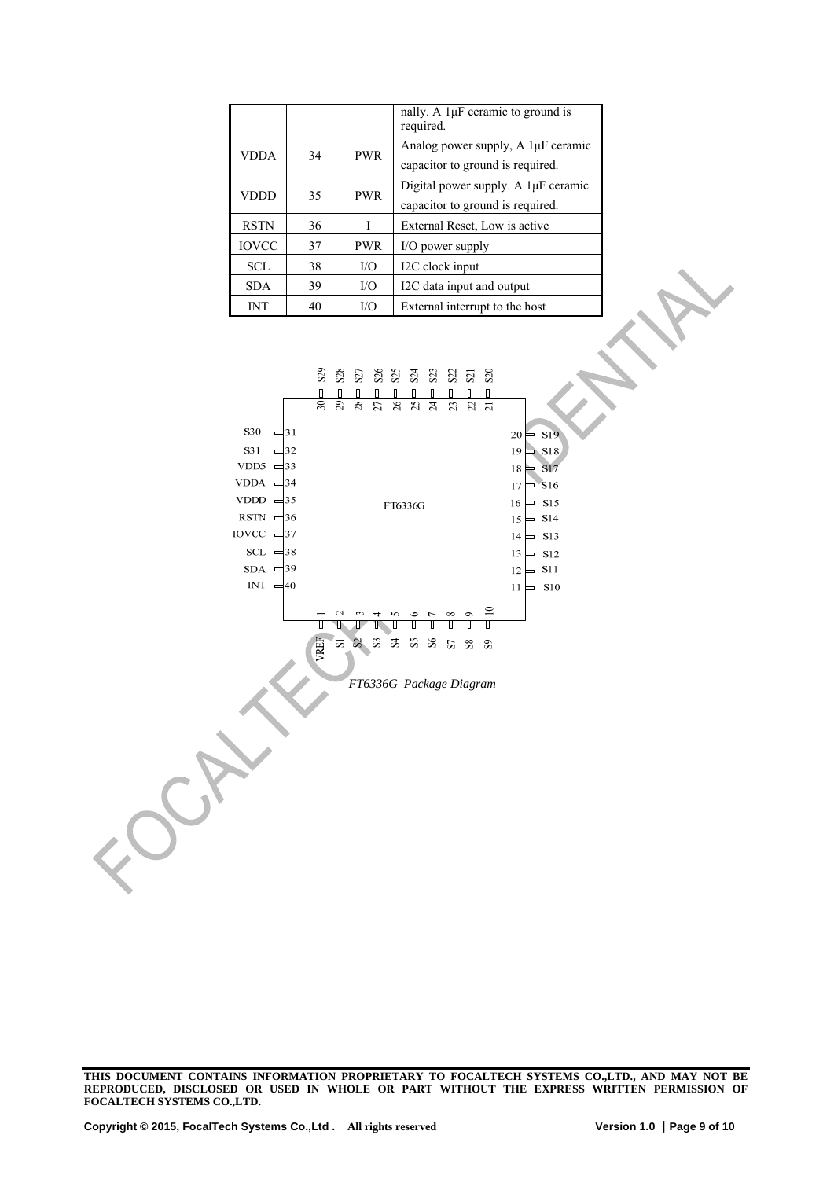|  |  |  | nally. A 1μF ceramic to ground is required. |
|---|---|---|---|
| VDDA | 34 | PWR | Analog power supply, A 1μF ceramic capacitor to ground is required. |
| VDDD | 35 | PWR | Digital power supply. A 1μF ceramic capacitor to ground is required. |
| RSTN | 36 | I | External Reset, Low is active |
| IOVCC | 37 | PWR | I/O power supply |
| SCL | 38 | I/O | I2C clock input |
| SDA | 39 | I/O | I2C data input and output |
| INT | 40 | I/O | External interrupt to the host |

*FT6336G Package Diagram*

THIS DOCUMENT CONTAINS INFORMATION PROPRIETARY TO FOCALTECH SYSTEMS CO.,LTD., AND MAY NOT BE REPRODUCED, DISCLOSED OR USED IN WHOLE OR PART WITHOUT THE EXPRESS WRITTEN PERMISSION OF FOCALTECH SYSTEMS CO.,LTD.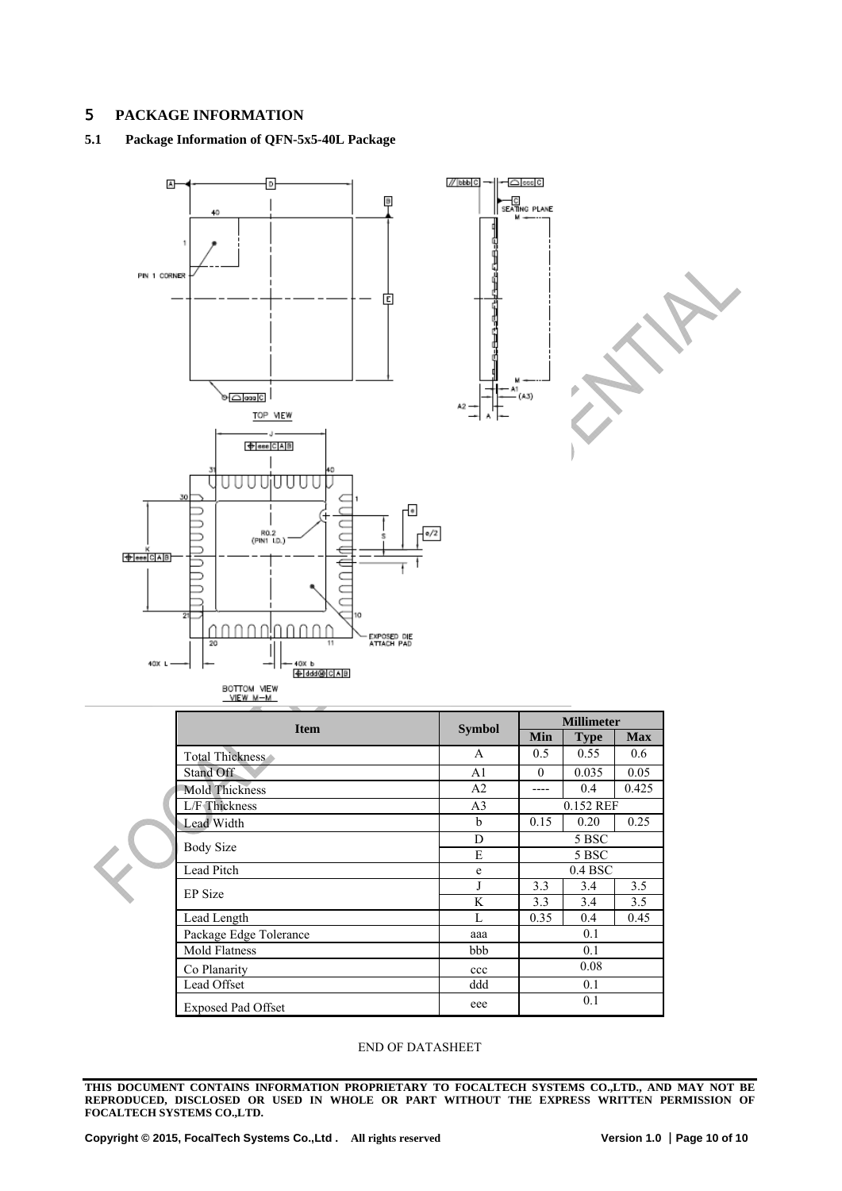# 5 PACKAGE INFORMATION

## 5.1 Package Information of QFN-5x5-40L Package

TOP VIEW

BOTTOM VIEW
VIEW M—M

| Item | Symbol | Millimeter | | |
|---|---|---|---|---|
| | | Min | Type | Max |
| Total Thickness | A | 0.5 | 0.55 | 0.6 |
| Stand Off | A1 | 0 | 0.035 | 0.05 |
| Mold Thickness | A2 | ---- | 0.4 | 0.425 |
| L/F Thickness | A3 | 0.152 REF | | |
| Lead Width | b | 0.15 | 0.20 | 0.25 |
| Body Size | D | 5 BSC | | |
| | E | 5 BSC | | |
| Lead Pitch | e | 0.4 BSC | | |
| EP Size | J | 3.3 | 3.4 | 3.5 |
| | K | 3.3 | 3.4 | 3.5 |
| Lead Length | L | 0.35 | 0.4 | 0.45 |
| Package Edge Tolerance | aaa | 0.1 | | |
| Mold Flatness | bbb | 0.1 | | |
| Co Planarity | ccc | 0.08 | | |
| Lead Offset | ddd | 0.1 | | |
| Exposed Pad Offset | eee | 0.1 | | |

END OF DATASHEET

**THIS DOCUMENT CONTAINS INFORMATION PROPRIETARY TO FOCALTECH SYSTEMS CO.,LTD., AND MAY NOT BE REPRODUCED, DISCLOSED OR USED IN WHOLE OR PART WITHOUT THE EXPRESS WRITTEN PERMISSION OF FOCALTECH SYSTEMS CO.,LTD.**